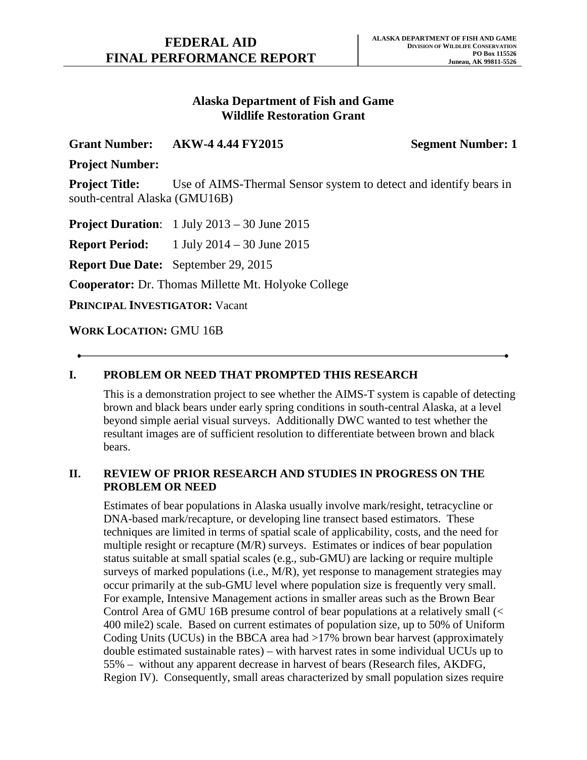**FEDERAL AID**
**FINAL PERFORMANCE REPORT**

**ALASKA DEPARTMENT OF FISH AND GAME**
**DIVISION OF WILDLIFE CONSERVATION**
**PO Box 115526**
**Juneau, AK 99811-5526**

## Alaska Department of Fish and Game
## Wildlife Restoration Grant

**Grant Number:** **AKW-4 4.44 FY2015** **Segment Number: 1**

**Project Number:**

**Project Title:** Use of AIMS-Thermal Sensor system to detect and identify bears in south-central Alaska (GMU16B)

**Project Duration**: 1 July 2013 – 30 June 2015

**Report Period:** 1 July 2014 – 30 June 2015

**Report Due Date:** September 29, 2015

**Cooperator:** Dr. Thomas Millette Mt. Holyoke College

**PRINCIPAL INVESTIGATOR:** Vacant

**WORK LOCATION:** GMU 16B

---

### I. PROBLEM OR NEED THAT PROMPTED THIS RESEARCH

This is a demonstration project to see whether the AIMS-T system is capable of detecting brown and black bears under early spring conditions in south-central Alaska, at a level beyond simple aerial visual surveys. Additionally DWC wanted to test whether the resultant images are of sufficient resolution to differentiate between brown and black bears.

### II. REVIEW OF PRIOR RESEARCH AND STUDIES IN PROGRESS ON THE PROBLEM OR NEED

Estimates of bear populations in Alaska usually involve mark/resight, tetracycline or DNA-based mark/recapture, or developing line transect based estimators. These techniques are limited in terms of spatial scale of applicability, costs, and the need for multiple resight or recapture (M/R) surveys. Estimates or indices of bear population status suitable at small spatial scales (e.g., sub-GMU) are lacking or require multiple surveys of marked populations (i.e., M/R), yet response to management strategies may occur primarily at the sub-GMU level where population size is frequently very small. For example, Intensive Management actions in smaller areas such as the Brown Bear Control Area of GMU 16B presume control of bear populations at a relatively small (< 400 mile2) scale. Based on current estimates of population size, up to 50% of Uniform Coding Units (UCUs) in the BBCA area had >17% brown bear harvest (approximately double estimated sustainable rates) – with harvest rates in some individual UCUs up to 55% – without any apparent decrease in harvest of bears (Research files, AKDFG, Region IV). Consequently, small areas characterized by small population sizes require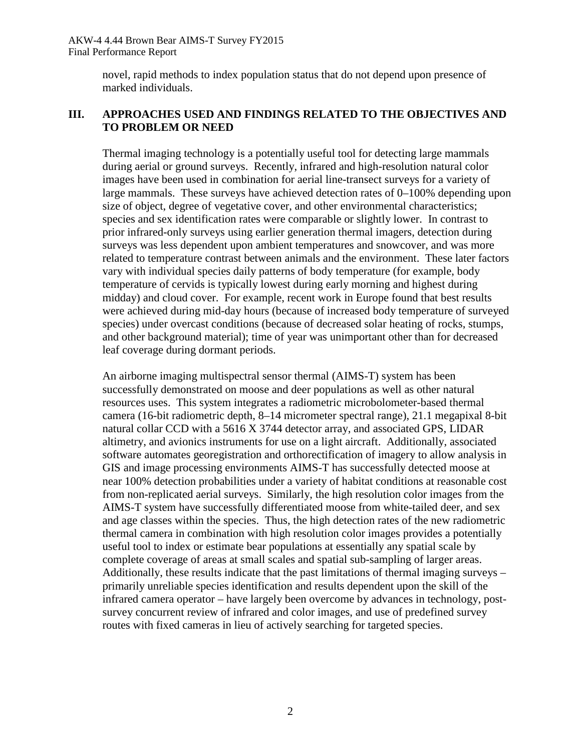novel, rapid methods to index population status that do not depend upon presence of marked individuals.

## III. APPROACHES USED AND FINDINGS RELATED TO THE OBJECTIVES AND TO PROBLEM OR NEED

Thermal imaging technology is a potentially useful tool for detecting large mammals during aerial or ground surveys. Recently, infrared and high-resolution natural color images have been used in combination for aerial line-transect surveys for a variety of large mammals. These surveys have achieved detection rates of 0–100% depending upon size of object, degree of vegetative cover, and other environmental characteristics; species and sex identification rates were comparable or slightly lower. In contrast to prior infrared-only surveys using earlier generation thermal imagers, detection during surveys was less dependent upon ambient temperatures and snowcover, and was more related to temperature contrast between animals and the environment. These later factors vary with individual species daily patterns of body temperature (for example, body temperature of cervids is typically lowest during early morning and highest during midday) and cloud cover. For example, recent work in Europe found that best results were achieved during mid-day hours (because of increased body temperature of surveyed species) under overcast conditions (because of decreased solar heating of rocks, stumps, and other background material); time of year was unimportant other than for decreased leaf coverage during dormant periods.

An airborne imaging multispectral sensor thermal (AIMS-T) system has been successfully demonstrated on moose and deer populations as well as other natural resources uses. This system integrates a radiometric microbolometer-based thermal camera (16-bit radiometric depth, 8–14 micrometer spectral range), 21.1 megapixal 8-bit natural collar CCD with a 5616 X 3744 detector array, and associated GPS, LIDAR altimetry, and avionics instruments for use on a light aircraft. Additionally, associated software automates georegistration and orthorectification of imagery to allow analysis in GIS and image processing environments AIMS-T has successfully detected moose at near 100% detection probabilities under a variety of habitat conditions at reasonable cost from non-replicated aerial surveys. Similarly, the high resolution color images from the AIMS-T system have successfully differentiated moose from white-tailed deer, and sex and age classes within the species. Thus, the high detection rates of the new radiometric thermal camera in combination with high resolution color images provides a potentially useful tool to index or estimate bear populations at essentially any spatial scale by complete coverage of areas at small scales and spatial sub-sampling of larger areas. Additionally, these results indicate that the past limitations of thermal imaging surveys – primarily unreliable species identification and results dependent upon the skill of the infrared camera operator – have largely been overcome by advances in technology, post-survey concurrent review of infrared and color images, and use of predefined survey routes with fixed cameras in lieu of actively searching for targeted species.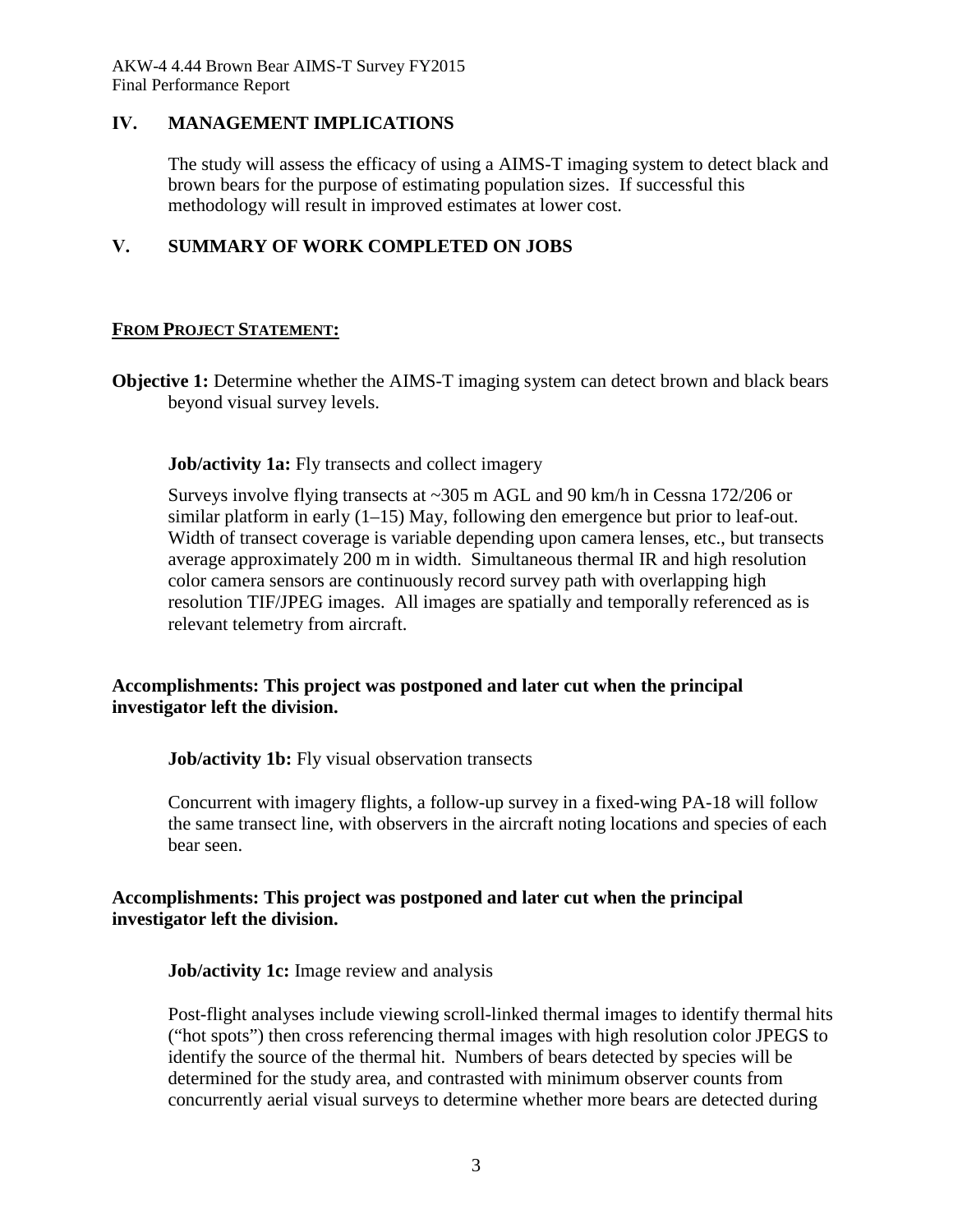## IV. MANAGEMENT IMPLICATIONS

The study will assess the efficacy of using a AIMS-T imaging system to detect black and brown bears for the purpose of estimating population sizes. If successful this methodology will result in improved estimates at lower cost.

## V. SUMMARY OF WORK COMPLETED ON JOBS

**FROM PROJECT STATEMENT:**

**Objective 1:** Determine whether the AIMS-T imaging system can detect brown and black bears beyond visual survey levels.

**Job/activity 1a:** Fly transects and collect imagery

Surveys involve flying transects at ~305 m AGL and 90 km/h in Cessna 172/206 or similar platform in early (1–15) May, following den emergence but prior to leaf-out. Width of transect coverage is variable depending upon camera lenses, etc., but transects average approximately 200 m in width. Simultaneous thermal IR and high resolution color camera sensors are continuously record survey path with overlapping high resolution TIF/JPEG images. All images are spatially and temporally referenced as is relevant telemetry from aircraft.

**Accomplishments: This project was postponed and later cut when the principal investigator left the division.**

**Job/activity 1b:** Fly visual observation transects

Concurrent with imagery flights, a follow-up survey in a fixed-wing PA-18 will follow the same transect line, with observers in the aircraft noting locations and species of each bear seen.

**Accomplishments: This project was postponed and later cut when the principal investigator left the division.**

**Job/activity 1c:** Image review and analysis

Post-flight analyses include viewing scroll-linked thermal images to identify thermal hits ("hot spots") then cross referencing thermal images with high resolution color JPEGS to identify the source of the thermal hit. Numbers of bears detected by species will be determined for the study area, and contrasted with minimum observer counts from concurrently aerial visual surveys to determine whether more bears are detected during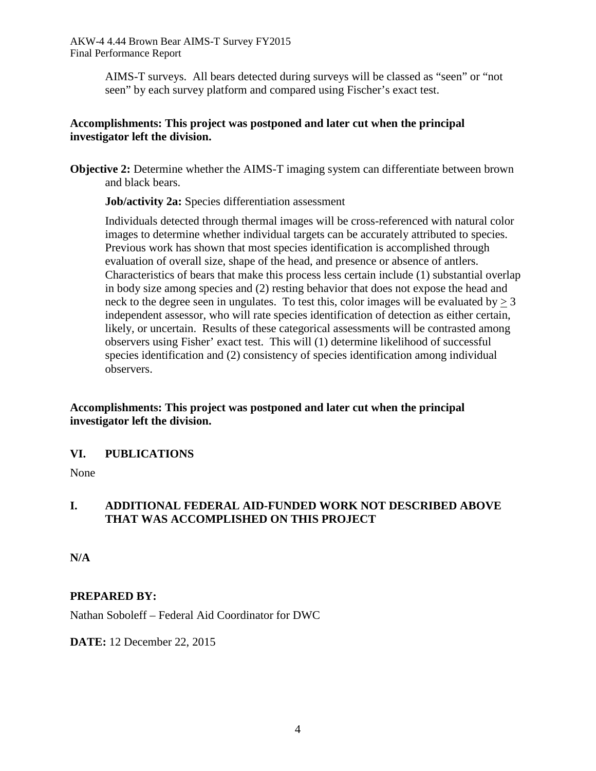AIMS-T surveys. All bears detected during surveys will be classed as “seen” or “not seen” by each survey platform and compared using Fischer’s exact test.

**Accomplishments: This project was postponed and later cut when the principal investigator left the division.**

**Objective 2:** Determine whether the AIMS-T imaging system can differentiate between brown and black bears.

**Job/activity 2a:** Species differentiation assessment

Individuals detected through thermal images will be cross-referenced with natural color images to determine whether individual targets can be accurately attributed to species. Previous work has shown that most species identification is accomplished through evaluation of overall size, shape of the head, and presence or absence of antlers. Characteristics of bears that make this process less certain include (1) substantial overlap in body size among species and (2) resting behavior that does not expose the head and neck to the degree seen in ungulates. To test this, color images will be evaluated by $\geq$ 3 independent assessor, who will rate species identification of detection as either certain, likely, or uncertain. Results of these categorical assessments will be contrasted among observers using Fisher’ exact test. This will (1) determine likelihood of successful species identification and (2) consistency of species identification among individual observers.

**Accomplishments: This project was postponed and later cut when the principal investigator left the division.**

## VI. PUBLICATIONS

None

## I. ADDITIONAL FEDERAL AID-FUNDED WORK NOT DESCRIBED ABOVE THAT WAS ACCOMPLISHED ON THIS PROJECT

**N/A**

**PREPARED BY:**

Nathan Soboleff – Federal Aid Coordinator for DWC

**DATE:** 12 December 22, 2015